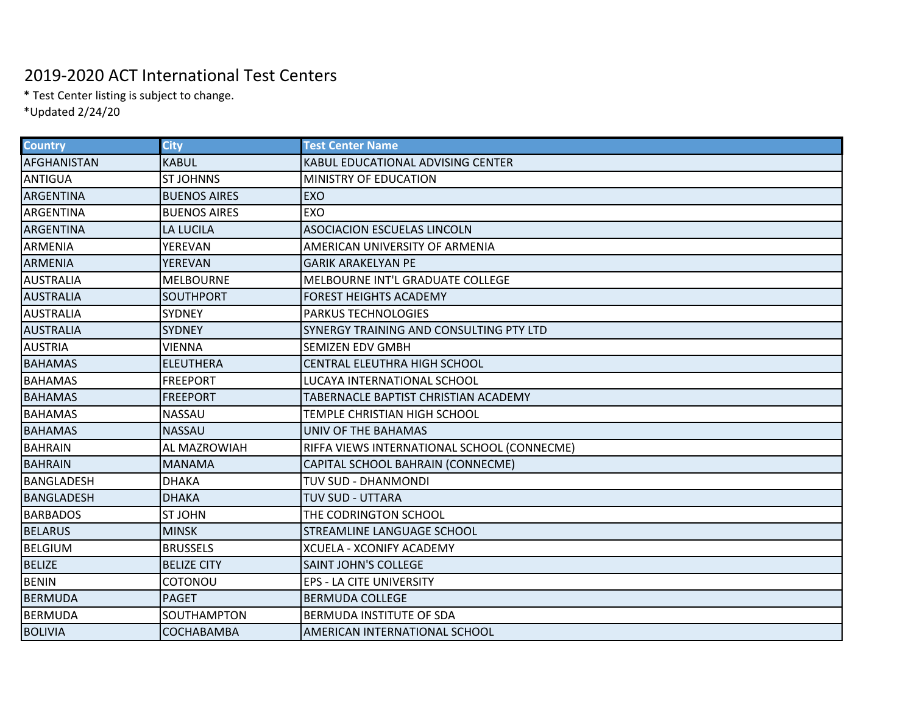# 2019-2020 ACT International Test Centers

\* Test Center listing is subject to change.

\*Updated 2/24/20

| Country | City | Test Center Name |
| --- | --- | --- |
| AFGHANISTAN | KABUL | KABUL EDUCATIONAL ADVISING CENTER |
| ANTIGUA | ST JOHNNS | MINISTRY OF EDUCATION |
| ARGENTINA | BUENOS AIRES | EXO |
| ARGENTINA | BUENOS AIRES | EXO |
| ARGENTINA | LA LUCILA | ASOCIACION ESCUELAS LINCOLN |
| ARMENIA | YEREVAN | AMERICAN UNIVERSITY OF ARMENIA |
| ARMENIA | YEREVAN | GARIK ARAKELYAN PE |
| AUSTRALIA | MELBOURNE | MELBOURNE INT'L GRADUATE COLLEGE |
| AUSTRALIA | SOUTHPORT | FOREST HEIGHTS ACADEMY |
| AUSTRALIA | SYDNEY | PARKUS TECHNOLOGIES |
| AUSTRALIA | SYDNEY | SYNERGY TRAINING AND CONSULTING PTY LTD |
| AUSTRIA | VIENNA | SEMIZEN EDV GMBH |
| BAHAMAS | ELEUTHERA | CENTRAL ELEUTHRA HIGH SCHOOL |
| BAHAMAS | FREEPORT | LUCAYA INTERNATIONAL SCHOOL |
| BAHAMAS | FREEPORT | TABERNACLE BAPTIST CHRISTIAN ACADEMY |
| BAHAMAS | NASSAU | TEMPLE CHRISTIAN HIGH SCHOOL |
| BAHAMAS | NASSAU | UNIV OF THE BAHAMAS |
| BAHRAIN | AL MAZROWIAH | RIFFA VIEWS INTERNATIONAL SCHOOL (CONNECME) |
| BAHRAIN | MANAMA | CAPITAL SCHOOL BAHRAIN (CONNECME) |
| BANGLADESH | DHAKA | TUV SUD - DHANMONDI |
| BANGLADESH | DHAKA | TUV SUD - UTTARA |
| BARBADOS | ST JOHN | THE CODRINGTON SCHOOL |
| BELARUS | MINSK | STREAMLINE LANGUAGE SCHOOL |
| BELGIUM | BRUSSELS | XCUELA - XCONIFY ACADEMY |
| BELIZE | BELIZE CITY | SAINT JOHN'S COLLEGE |
| BENIN | COTONOU | EPS - LA CITE UNIVERSITY |
| BERMUDA | PAGET | BERMUDA COLLEGE |
| BERMUDA | SOUTHAMPTON | BERMUDA INSTITUTE OF SDA |
| BOLIVIA | COCHABAMBA | AMERICAN INTERNATIONAL SCHOOL |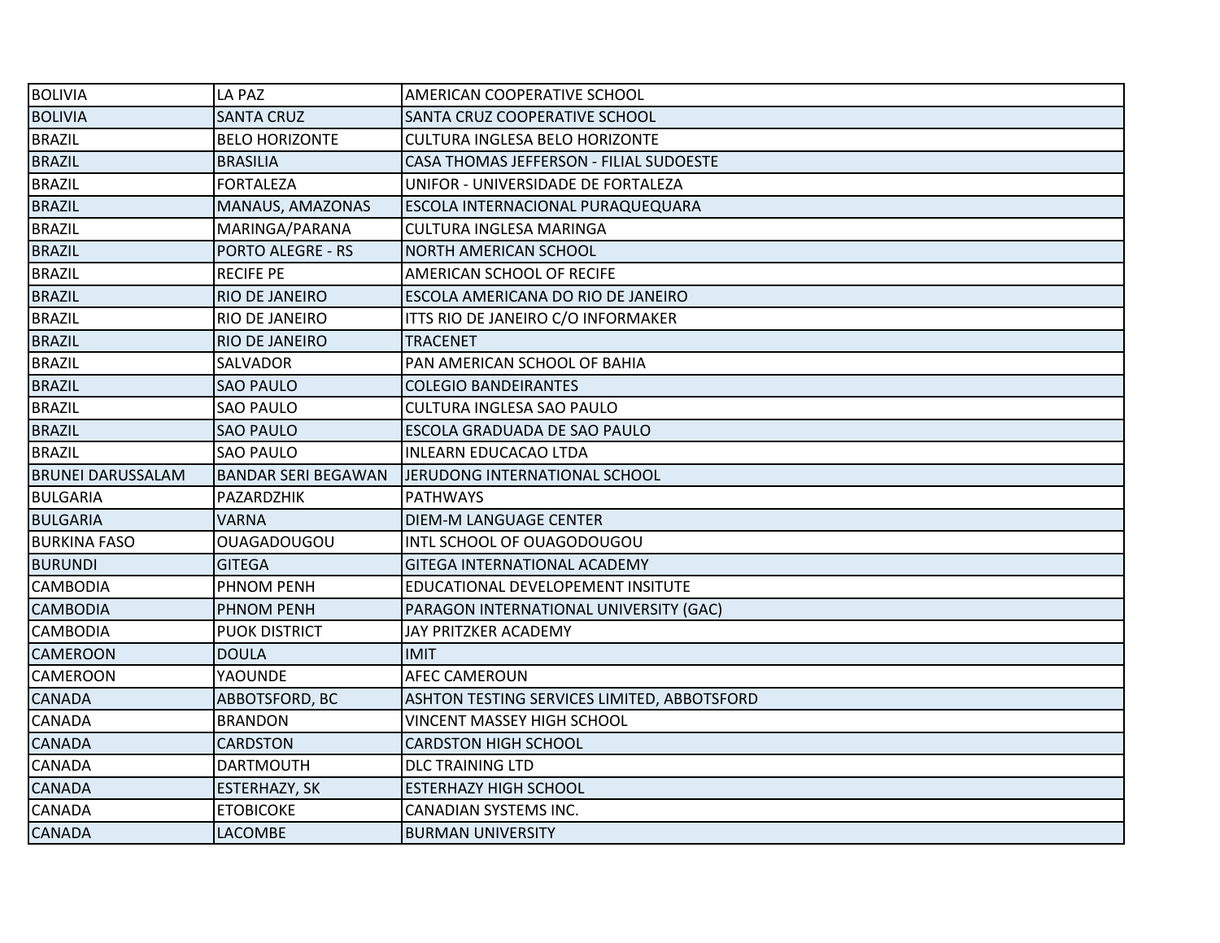| BOLIVIA | LA PAZ | AMERICAN COOPERATIVE SCHOOL |
|---|---|---|
| BOLIVIA | SANTA CRUZ | SANTA CRUZ COOPERATIVE SCHOOL |
| BRAZIL | BELO HORIZONTE | CULTURA INGLESA BELO HORIZONTE |
| BRAZIL | BRASILIA | CASA THOMAS JEFFERSON - FILIAL SUDOESTE |
| BRAZIL | FORTALEZA | UNIFOR - UNIVERSIDADE DE FORTALEZA |
| BRAZIL | MANAUS, AMAZONAS | ESCOLA INTERNACIONAL PURAQUEQUARA |
| BRAZIL | MARINGA/PARANA | CULTURA INGLESA MARINGA |
| BRAZIL | PORTO ALEGRE - RS | NORTH AMERICAN SCHOOL |
| BRAZIL | RECIFE PE | AMERICAN SCHOOL OF RECIFE |
| BRAZIL | RIO DE JANEIRO | ESCOLA AMERICANA DO RIO DE JANEIRO |
| BRAZIL | RIO DE JANEIRO | ITTS RIO DE JANEIRO C/O INFORMAKER |
| BRAZIL | RIO DE JANEIRO | TRACENET |
| BRAZIL | SALVADOR | PAN AMERICAN SCHOOL OF BAHIA |
| BRAZIL | SAO PAULO | COLEGIO BANDEIRANTES |
| BRAZIL | SAO PAULO | CULTURA INGLESA SAO PAULO |
| BRAZIL | SAO PAULO | ESCOLA GRADUADA DE SAO PAULO |
| BRAZIL | SAO PAULO | INLEARN EDUCACAO LTDA |
| BRUNEI DARUSSALAM | BANDAR SERI BEGAWAN | JERUDONG INTERNATIONAL SCHOOL |
| BULGARIA | PAZARDZHIK | PATHWAYS |
| BULGARIA | VARNA | DIEM-M LANGUAGE CENTER |
| BURKINA FASO | OUAGADOUGOU | INTL SCHOOL OF OUAGODOUGOU |
| BURUNDI | GITEGA | GITEGA INTERNATIONAL ACADEMY |
| CAMBODIA | PHNOM PENH | EDUCATIONAL DEVELOPEMENT INSITUTE |
| CAMBODIA | PHNOM PENH | PARAGON INTERNATIONAL UNIVERSITY (GAC) |
| CAMBODIA | PUOK DISTRICT | JAY PRITZKER ACADEMY |
| CAMEROON | DOULA | IMIT |
| CAMEROON | YAOUNDE | AFEC CAMEROUN |
| CANADA | ABBOTSFORD, BC | ASHTON TESTING SERVICES LIMITED, ABBOTSFORD |
| CANADA | BRANDON | VINCENT MASSEY HIGH SCHOOL |
| CANADA | CARDSTON | CARDSTON HIGH SCHOOL |
| CANADA | DARTMOUTH | DLC TRAINING LTD |
| CANADA | ESTERHAZY, SK | ESTERHAZY HIGH SCHOOL |
| CANADA | ETOBICOKE | CANADIAN SYSTEMS INC. |
| CANADA | LACOMBE | BURMAN UNIVERSITY |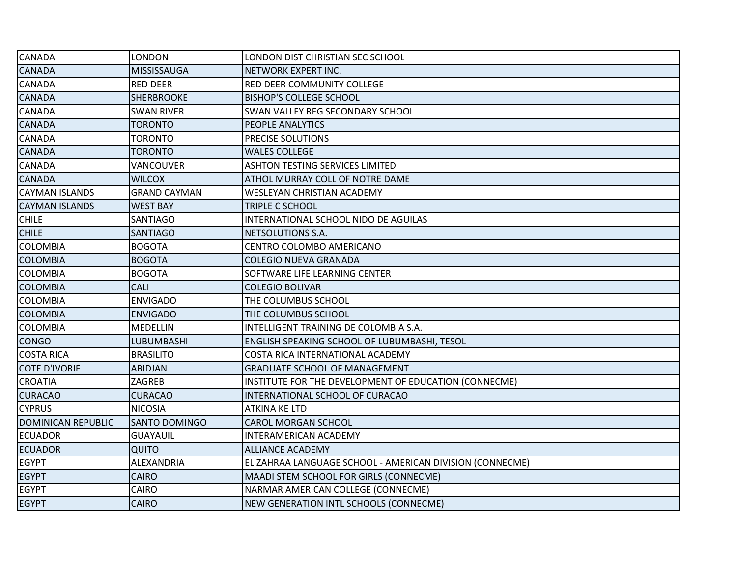| | | |
|---|---|---|
| CANADA | LONDON | LONDON DIST CHRISTIAN SEC SCHOOL |
| CANADA | MISSISSAUGA | NETWORK EXPERT INC. |
| CANADA | RED DEER | RED DEER COMMUNITY COLLEGE |
| CANADA | SHERBROOKE | BISHOP'S COLLEGE SCHOOL |
| CANADA | SWAN RIVER | SWAN VALLEY REG SECONDARY SCHOOL |
| CANADA | TORONTO | PEOPLE ANALYTICS |
| CANADA | TORONTO | PRECISE SOLUTIONS |
| CANADA | TORONTO | WALES COLLEGE |
| CANADA | VANCOUVER | ASHTON TESTING SERVICES LIMITED |
| CANADA | WILCOX | ATHOL MURRAY COLL OF NOTRE DAME |
| CAYMAN ISLANDS | GRAND CAYMAN | WESLEYAN CHRISTIAN ACADEMY |
| CAYMAN ISLANDS | WEST BAY | TRIPLE C SCHOOL |
| CHILE | SANTIAGO | INTERNATIONAL SCHOOL NIDO DE AGUILAS |
| CHILE | SANTIAGO | NETSOLUTIONS S.A. |
| COLOMBIA | BOGOTA | CENTRO COLOMBO AMERICANO |
| COLOMBIA | BOGOTA | COLEGIO NUEVA GRANADA |
| COLOMBIA | BOGOTA | SOFTWARE LIFE LEARNING CENTER |
| COLOMBIA | CALI | COLEGIO BOLIVAR |
| COLOMBIA | ENVIGADO | THE COLUMBUS SCHOOL |
| COLOMBIA | ENVIGADO | THE COLUMBUS SCHOOL |
| COLOMBIA | MEDELLIN | INTELLIGENT TRAINING DE COLOMBIA S.A. |
| CONGO | LUBUMBASHI | ENGLISH SPEAKING SCHOOL OF LUBUMBASHI, TESOL |
| COSTA RICA | BRASILITO | COSTA RICA INTERNATIONAL ACADEMY |
| COTE D'IVORIE | ABIDJAN | GRADUATE SCHOOL OF MANAGEMENT |
| CROATIA | ZAGREB | INSTITUTE FOR THE DEVELOPMENT OF EDUCATION (CONNECME) |
| CURACAO | CURACAO | INTERNATIONAL SCHOOL OF CURACAO |
| CYPRUS | NICOSIA | ATKINA KE LTD |
| DOMINICAN REPUBLIC | SANTO DOMINGO | CAROL MORGAN SCHOOL |
| ECUADOR | GUAYAUIL | INTERAMERICAN ACADEMY |
| ECUADOR | QUITO | ALLIANCE ACADEMY |
| EGYPT | ALEXANDRIA | EL ZAHRAA LANGUAGE SCHOOL - AMERICAN DIVISION (CONNECME) |
| EGYPT | CAIRO | MAADI STEM SCHOOL FOR GIRLS (CONNECME) |
| EGYPT | CAIRO | NARMAR AMERICAN COLLEGE (CONNECME) |
| EGYPT | CAIRO | NEW GENERATION INTL SCHOOLS (CONNECME) |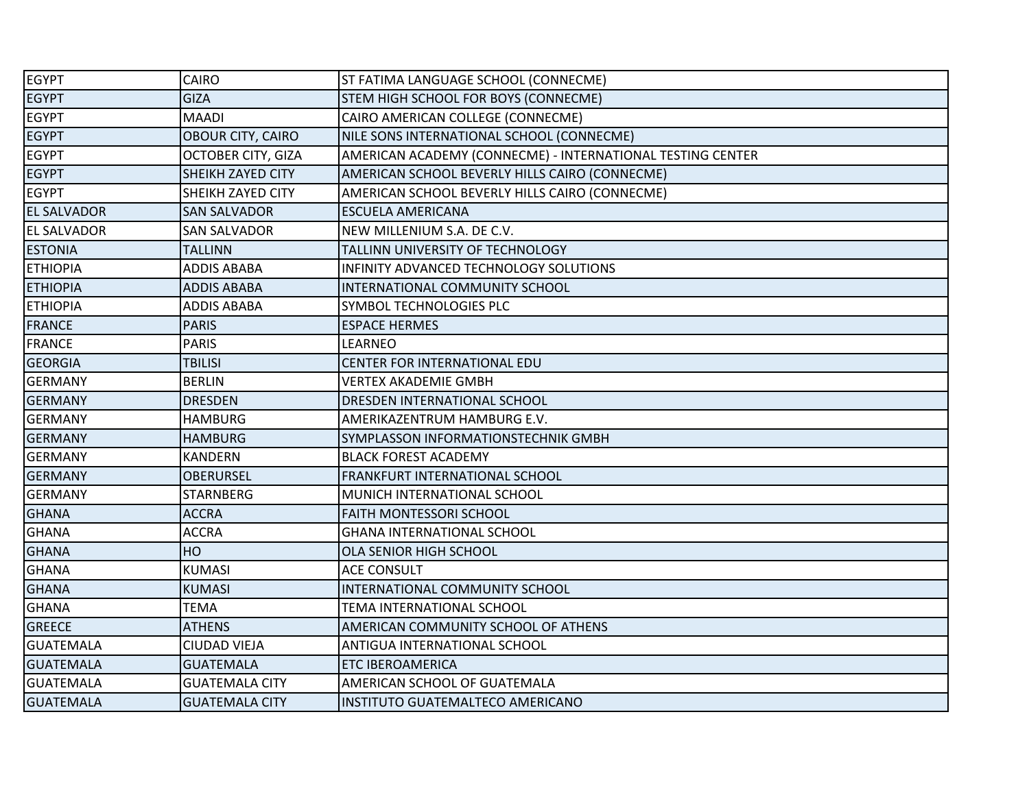| | | |
|---|---|---|
| EGYPT | CAIRO | ST FATIMA LANGUAGE SCHOOL (CONNECME) |
| EGYPT | GIZA | STEM HIGH SCHOOL FOR BOYS (CONNECME) |
| EGYPT | MAADI | CAIRO AMERICAN COLLEGE (CONNECME) |
| EGYPT | OBOUR CITY, CAIRO | NILE SONS INTERNATIONAL SCHOOL (CONNECME) |
| EGYPT | OCTOBER CITY, GIZA | AMERICAN ACADEMY (CONNECME) - INTERNATIONAL TESTING CENTER |
| EGYPT | SHEIKH ZAYED CITY | AMERICAN SCHOOL BEVERLY HILLS CAIRO (CONNECME) |
| EGYPT | SHEIKH ZAYED CITY | AMERICAN SCHOOL BEVERLY HILLS CAIRO (CONNECME) |
| EL SALVADOR | SAN SALVADOR | ESCUELA AMERICANA |
| EL SALVADOR | SAN SALVADOR | NEW MILLENIUM S.A. DE C.V. |
| ESTONIA | TALLINN | TALLINN UNIVERSITY OF TECHNOLOGY |
| ETHIOPIA | ADDIS ABABA | INFINITY ADVANCED TECHNOLOGY SOLUTIONS |
| ETHIOPIA | ADDIS ABABA | INTERNATIONAL COMMUNITY SCHOOL |
| ETHIOPIA | ADDIS ABABA | SYMBOL TECHNOLOGIES PLC |
| FRANCE | PARIS | ESPACE HERMES |
| FRANCE | PARIS | LEARNEO |
| GEORGIA | TBILISI | CENTER FOR INTERNATIONAL EDU |
| GERMANY | BERLIN | VERTEX AKADEMIE GMBH |
| GERMANY | DRESDEN | DRESDEN INTERNATIONAL SCHOOL |
| GERMANY | HAMBURG | AMERIKAZENTRUM HAMBURG E.V. |
| GERMANY | HAMBURG | SYMPLASSON INFORMATIONSTECHNIK GMBH |
| GERMANY | KANDERN | BLACK FOREST ACADEMY |
| GERMANY | OBERURSEL | FRANKFURT INTERNATIONAL SCHOOL |
| GERMANY | STARNBERG | MUNICH INTERNATIONAL SCHOOL |
| GHANA | ACCRA | FAITH MONTESSORI SCHOOL |
| GHANA | ACCRA | GHANA INTERNATIONAL SCHOOL |
| GHANA | HO | OLA SENIOR HIGH SCHOOL |
| GHANA | KUMASI | ACE CONSULT |
| GHANA | KUMASI | INTERNATIONAL COMMUNITY SCHOOL |
| GHANA | TEMA | TEMA INTERNATIONAL SCHOOL |
| GREECE | ATHENS | AMERICAN COMMUNITY SCHOOL OF ATHENS |
| GUATEMALA | CIUDAD VIEJA | ANTIGUA INTERNATIONAL SCHOOL |
| GUATEMALA | GUATEMALA | ETC IBEROAMERICA |
| GUATEMALA | GUATEMALA CITY | AMERICAN SCHOOL OF GUATEMALA |
| GUATEMALA | GUATEMALA CITY | INSTITUTO GUATEMALTECO AMERICANO |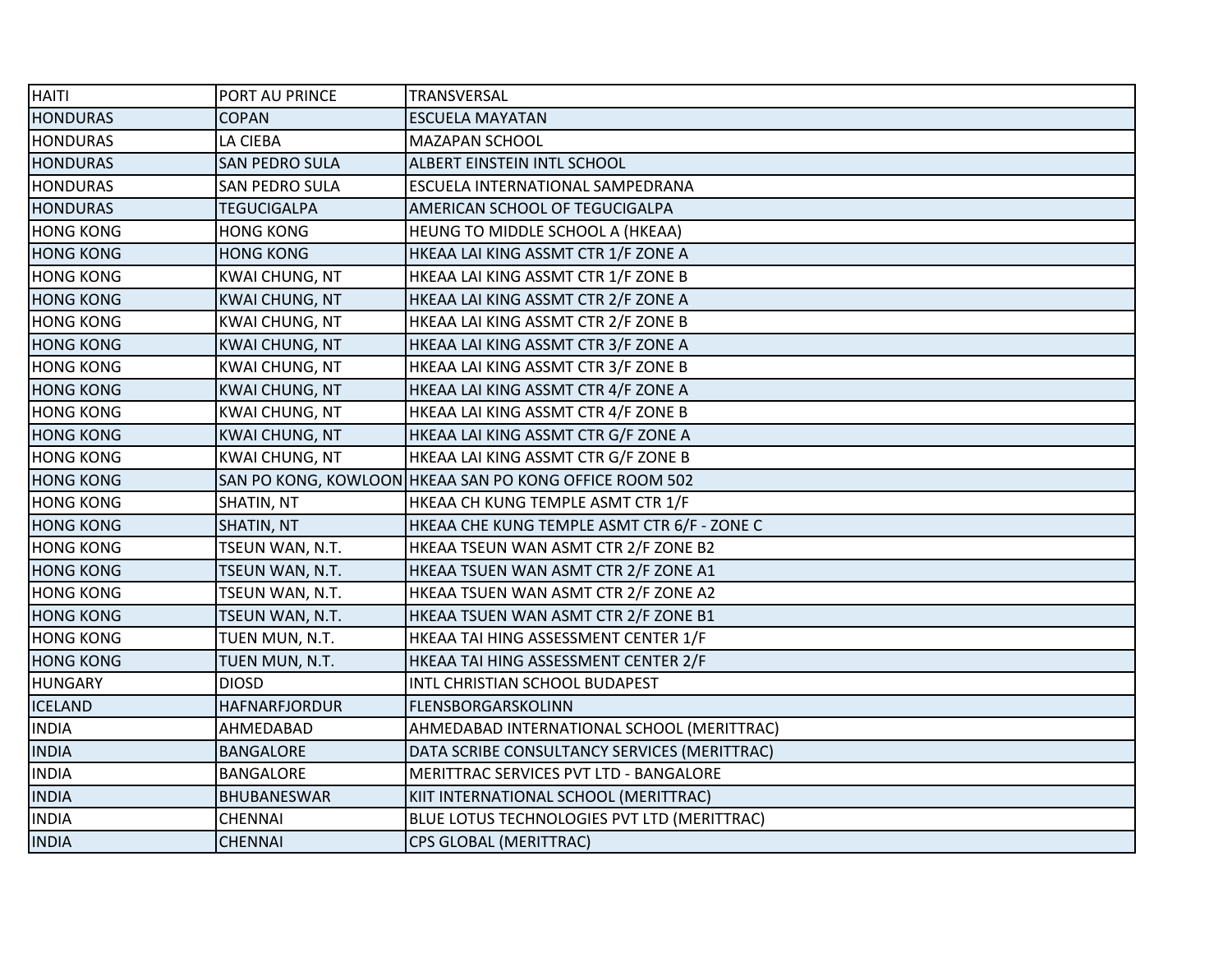| HAITI | PORT AU PRINCE | TRANSVERSAL |
|---|---|---|
| HONDURAS | COPAN | ESCUELA MAYATAN |
| HONDURAS | LA CIEBA | MAZAPAN SCHOOL |
| HONDURAS | SAN PEDRO SULA | ALBERT EINSTEIN INTL SCHOOL |
| HONDURAS | SAN PEDRO SULA | ESCUELA INTERNATIONAL SAMPEDRANA |
| HONDURAS | TEGUCIGALPA | AMERICAN SCHOOL OF TEGUCIGALPA |
| HONG KONG | HONG KONG | HEUNG TO MIDDLE SCHOOL A (HKEAA) |
| HONG KONG | HONG KONG | HKEAA LAI KING ASSMT CTR 1/F ZONE A |
| HONG KONG | KWAI CHUNG, NT | HKEAA LAI KING ASSMT CTR 1/F ZONE B |
| HONG KONG | KWAI CHUNG, NT | HKEAA LAI KING ASSMT CTR 2/F ZONE A |
| HONG KONG | KWAI CHUNG, NT | HKEAA LAI KING ASSMT CTR 2/F ZONE B |
| HONG KONG | KWAI CHUNG, NT | HKEAA LAI KING ASSMT CTR 3/F ZONE A |
| HONG KONG | KWAI CHUNG, NT | HKEAA LAI KING ASSMT CTR 3/F ZONE B |
| HONG KONG | KWAI CHUNG, NT | HKEAA LAI KING ASSMT CTR 4/F ZONE A |
| HONG KONG | KWAI CHUNG, NT | HKEAA LAI KING ASSMT CTR 4/F ZONE B |
| HONG KONG | KWAI CHUNG, NT | HKEAA LAI KING ASSMT CTR G/F ZONE A |
| HONG KONG | KWAI CHUNG, NT | HKEAA LAI KING ASSMT CTR G/F ZONE B |
| HONG KONG | SAN PO KONG, KOWLOON | HKEAA SAN PO KONG OFFICE ROOM 502 |
| HONG KONG | SHATIN, NT | HKEAA CH KUNG TEMPLE ASMT CTR 1/F |
| HONG KONG | SHATIN, NT | HKEAA CHE KUNG TEMPLE ASMT CTR 6/F - ZONE C |
| HONG KONG | TSEUN WAN, N.T. | HKEAA TSEUN WAN ASMT CTR 2/F ZONE B2 |
| HONG KONG | TSEUN WAN, N.T. | HKEAA TSUEN WAN ASMT CTR 2/F ZONE A1 |
| HONG KONG | TSEUN WAN, N.T. | HKEAA TSUEN WAN ASMT CTR 2/F ZONE A2 |
| HONG KONG | TSEUN WAN, N.T. | HKEAA TSUEN WAN ASMT CTR 2/F ZONE B1 |
| HONG KONG | TUEN MUN, N.T. | HKEAA TAI HING ASSESSMENT CENTER 1/F |
| HONG KONG | TUEN MUN, N.T. | HKEAA TAI HING ASSESSMENT CENTER 2/F |
| HUNGARY | DIOSD | INTL CHRISTIAN SCHOOL BUDAPEST |
| ICELAND | HAFNARFJORDUR | FLENSBORGARSKOLINN |
| INDIA | AHMEDABAD | AHMEDABAD INTERNATIONAL SCHOOL (MERITTRAC) |
| INDIA | BANGALORE | DATA SCRIBE CONSULTANCY SERVICES (MERITTRAC) |
| INDIA | BANGALORE | MERITTRAC SERVICES PVT LTD - BANGALORE |
| INDIA | BHUBANESWAR | KIIT INTERNATIONAL SCHOOL (MERITTRAC) |
| INDIA | CHENNAI | BLUE LOTUS TECHNOLOGIES PVT LTD (MERITTRAC) |
| INDIA | CHENNAI | CPS GLOBAL (MERITTRAC) |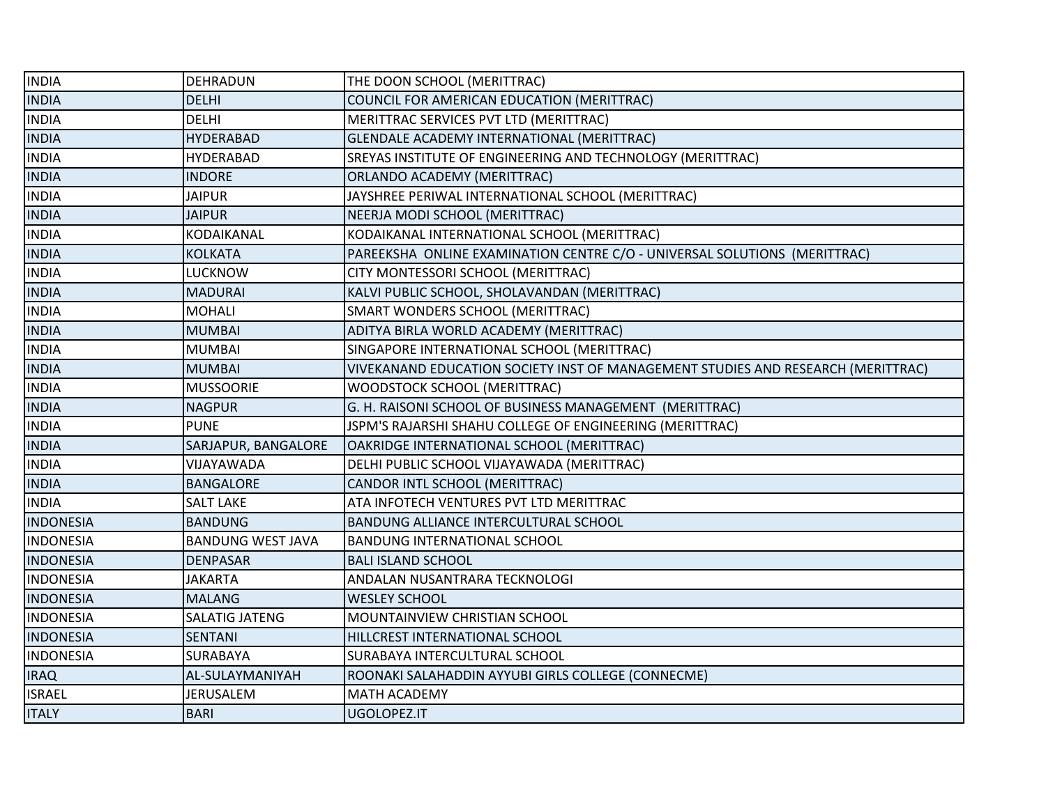| INDIA | DEHRADUN | THE DOON SCHOOL (MERITTRAC) |
|---|---|---|
| INDIA | DELHI | COUNCIL FOR AMERICAN EDUCATION (MERITTRAC) |
| INDIA | DELHI | MERITTRAC SERVICES PVT LTD (MERITTRAC) |
| INDIA | HYDERABAD | GLENDALE ACADEMY INTERNATIONAL (MERITTRAC) |
| INDIA | HYDERABAD | SREYAS INSTITUTE OF ENGINEERING AND TECHNOLOGY (MERITTRAC) |
| INDIA | INDORE | ORLANDO ACADEMY (MERITTRAC) |
| INDIA | JAIPUR | JAYSHREE PERIWAL INTERNATIONAL SCHOOL (MERITTRAC) |
| INDIA | JAIPUR | NEERJA MODI SCHOOL (MERITTRAC) |
| INDIA | KODAIKANAL | KODAIKANAL INTERNATIONAL SCHOOL (MERITTRAC) |
| INDIA | KOLKATA | PAREEKSHA ONLINE EXAMINATION CENTRE C/O - UNIVERSAL SOLUTIONS (MERITTRAC) |
| INDIA | LUCKNOW | CITY MONTESSORI SCHOOL (MERITTRAC) |
| INDIA | MADURAI | KALVI PUBLIC SCHOOL, SHOLAVANDAN (MERITTRAC) |
| INDIA | MOHALI | SMART WONDERS SCHOOL (MERITTRAC) |
| INDIA | MUMBAI | ADITYA BIRLA WORLD ACADEMY (MERITTRAC) |
| INDIA | MUMBAI | SINGAPORE INTERNATIONAL SCHOOL (MERITTRAC) |
| INDIA | MUMBAI | VIVEKANAND EDUCATION SOCIETY INST OF MANAGEMENT STUDIES AND RESEARCH (MERITTRAC) |
| INDIA | MUSSOORIE | WOODSTOCK SCHOOL (MERITTRAC) |
| INDIA | NAGPUR | G. H. RAISONI SCHOOL OF BUSINESS MANAGEMENT (MERITTRAC) |
| INDIA | PUNE | JSPM'S RAJARSHI SHAHU COLLEGE OF ENGINEERING (MERITTRAC) |
| INDIA | SARJAPUR, BANGALORE | OAKRIDGE INTERNATIONAL SCHOOL (MERITTRAC) |
| INDIA | VIJAYAWADA | DELHI PUBLIC SCHOOL VIJAYAWADA (MERITTRAC) |
| INDIA | BANGALORE | CANDOR INTL SCHOOL (MERITTRAC) |
| INDIA | SALT LAKE | ATA INFOTECH VENTURES PVT LTD MERITTRAC |
| INDONESIA | BANDUNG | BANDUNG ALLIANCE INTERCULTURAL SCHOOL |
| INDONESIA | BANDUNG WEST JAVA | BANDUNG INTERNATIONAL SCHOOL |
| INDONESIA | DENPASAR | BALI ISLAND SCHOOL |
| INDONESIA | JAKARTA | ANDALAN NUSANTRARA TECKNOLOGI |
| INDONESIA | MALANG | WESLEY SCHOOL |
| INDONESIA | SALATIG JATENG | MOUNTAINVIEW CHRISTIAN SCHOOL |
| INDONESIA | SENTANI | HILLCREST INTERNATIONAL SCHOOL |
| INDONESIA | SURABAYA | SURABAYA INTERCULTURAL SCHOOL |
| IRAQ | AL-SULAYMANIYAH | ROONAKI SALAHADDIN AYYUBI GIRLS COLLEGE (CONNECME) |
| ISRAEL | JERUSALEM | MATH ACADEMY |
| ITALY | BARI | UGOLOPEZ.IT |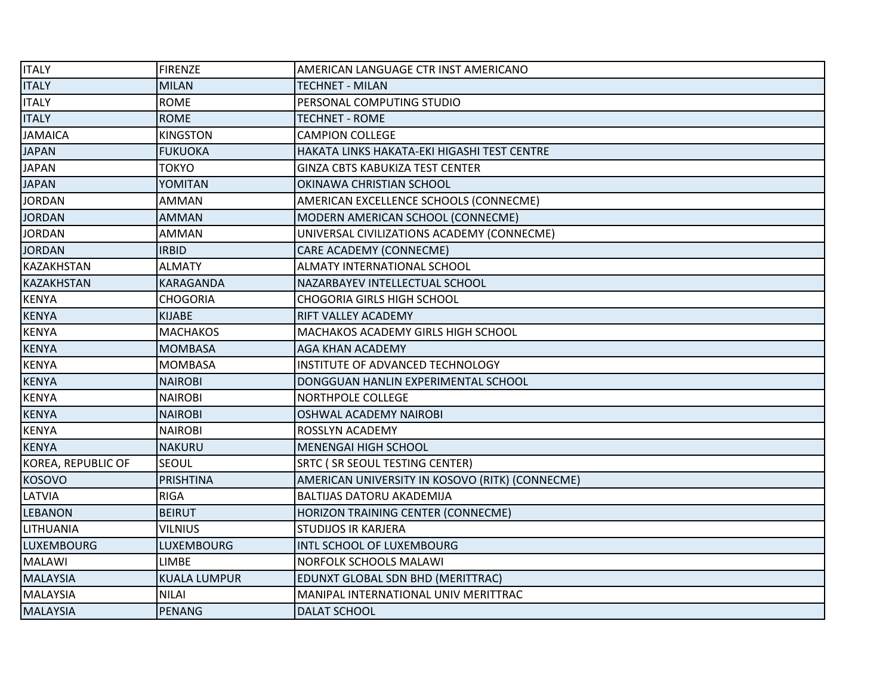| ITALY | FIRENZE | AMERICAN LANGUAGE CTR INST AMERICANO |
|---|---|---|
| ITALY | MILAN | TECHNET - MILAN |
| ITALY | ROME | PERSONAL COMPUTING STUDIO |
| ITALY | ROME | TECHNET - ROME |
| JAMAICA | KINGSTON | CAMPION COLLEGE |
| JAPAN | FUKUOKA | HAKATA LINKS HAKATA-EKI HIGASHI TEST CENTRE |
| JAPAN | TOKYO | GINZA CBTS KABUKIZA TEST CENTER |
| JAPAN | YOMITAN | OKINAWA CHRISTIAN SCHOOL |
| JORDAN | AMMAN | AMERICAN EXCELLENCE SCHOOLS (CONNECME) |
| JORDAN | AMMAN | MODERN AMERICAN SCHOOL (CONNECME) |
| JORDAN | AMMAN | UNIVERSAL CIVILIZATIONS ACADEMY (CONNECME) |
| JORDAN | IRBID | CARE ACADEMY (CONNECME) |
| KAZAKHSTAN | ALMATY | ALMATY INTERNATIONAL SCHOOL |
| KAZAKHSTAN | KARAGANDA | NAZARBAYEV INTELLECTUAL SCHOOL |
| KENYA | CHOGORIA | CHOGORIA GIRLS HIGH SCHOOL |
| KENYA | KIJABE | RIFT VALLEY ACADEMY |
| KENYA | MACHAKOS | MACHAKOS ACADEMY GIRLS HIGH SCHOOL |
| KENYA | MOMBASA | AGA KHAN ACADEMY |
| KENYA | MOMBASA | INSTITUTE OF ADVANCED TECHNOLOGY |
| KENYA | NAIROBI | DONGGUAN HANLIN EXPERIMENTAL SCHOOL |
| KENYA | NAIROBI | NORTHPOLE COLLEGE |
| KENYA | NAIROBI | OSHWAL ACADEMY NAIROBI |
| KENYA | NAIROBI | ROSSLYN ACADEMY |
| KENYA | NAKURU | MENENGAI HIGH SCHOOL |
| KOREA, REPUBLIC OF | SEOUL | SRTC ( SR SEOUL TESTING CENTER) |
| KOSOVO | PRISHTINA | AMERICAN UNIVERSITY IN KOSOVO (RITK) (CONNECME) |
| LATVIA | RIGA | BALTIJAS DATORU AKADEMIJA |
| LEBANON | BEIRUT | HORIZON TRAINING CENTER (CONNECME) |
| LITHUANIA | VILNIUS | STUDIJOS IR KARJERA |
| LUXEMBOURG | LUXEMBOURG | INTL SCHOOL OF LUXEMBOURG |
| MALAWI | LIMBE | NORFOLK SCHOOLS MALAWI |
| MALAYSIA | KUALA LUMPUR | EDUNXT GLOBAL SDN BHD (MERITTRAC) |
| MALAYSIA | NILAI | MANIPAL INTERNATIONAL UNIV MERITTRAC |
| MALAYSIA | PENANG | DALAT SCHOOL |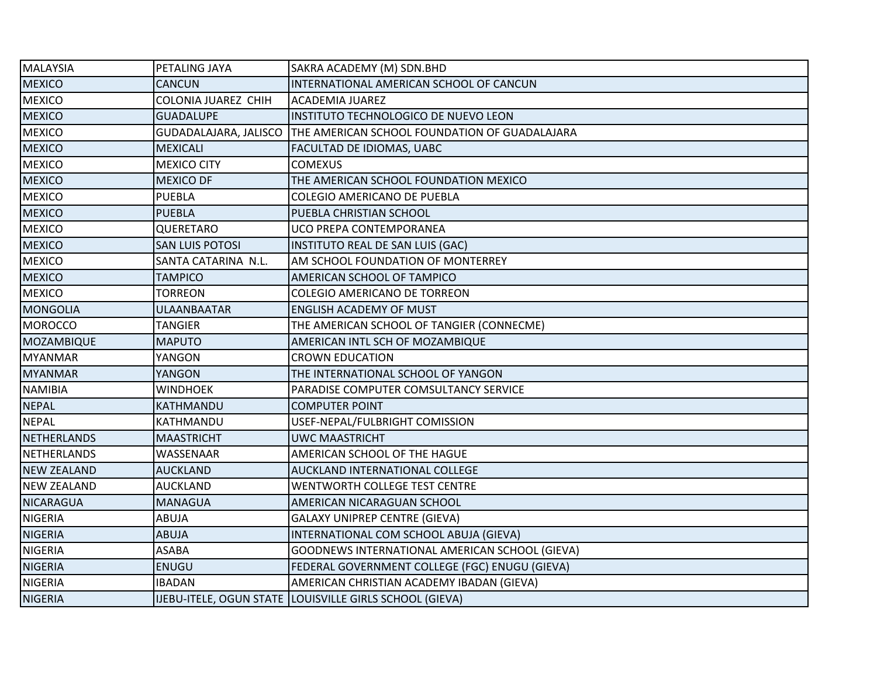| | | |
|---|---|---|
| MALAYSIA | PETALING JAYA | SAKRA ACADEMY (M) SDN.BHD |
| MEXICO | CANCUN | INTERNATIONAL AMERICAN SCHOOL OF CANCUN |
| MEXICO | COLONIA JUAREZ CHIH | ACADEMIA JUAREZ |
| MEXICO | GUADALUPE | INSTITUTO TECHNOLOGICO DE NUEVO LEON |
| MEXICO | GUDADALAJARA, JALISCO | THE AMERICAN SCHOOL FOUNDATION OF GUADALAJARA |
| MEXICO | MEXICALI | FACULTAD DE IDIOMAS, UABC |
| MEXICO | MEXICO CITY | COMEXUS |
| MEXICO | MEXICO DF | THE AMERICAN SCHOOL FOUNDATION MEXICO |
| MEXICO | PUEBLA | COLEGIO AMERICANO DE PUEBLA |
| MEXICO | PUEBLA | PUEBLA CHRISTIAN SCHOOL |
| MEXICO | QUERETARO | UCO PREPA CONTEMPORANEA |
| MEXICO | SAN LUIS POTOSI | INSTITUTO REAL DE SAN LUIS (GAC) |
| MEXICO | SANTA CATARINA N.L. | AM SCHOOL FOUNDATION OF MONTERREY |
| MEXICO | TAMPICO | AMERICAN SCHOOL OF TAMPICO |
| MEXICO | TORREON | COLEGIO AMERICANO DE TORREON |
| MONGOLIA | ULAANBAATAR | ENGLISH ACADEMY OF MUST |
| MOROCCO | TANGIER | THE AMERICAN SCHOOL OF TANGIER (CONNECME) |
| MOZAMBIQUE | MAPUTO | AMERICAN INTL SCH OF MOZAMBIQUE |
| MYANMAR | YANGON | CROWN EDUCATION |
| MYANMAR | YANGON | THE INTERNATIONAL SCHOOL OF YANGON |
| NAMIBIA | WINDHOEK | PARADISE COMPUTER COMSULTANCY SERVICE |
| NEPAL | KATHMANDU | COMPUTER POINT |
| NEPAL | KATHMANDU | USEF-NEPAL/FULBRIGHT COMISSION |
| NETHERLANDS | MAASTRICHT | UWC MAASTRICHT |
| NETHERLANDS | WASSENAAR | AMERICAN SCHOOL OF THE HAGUE |
| NEW ZEALAND | AUCKLAND | AUCKLAND INTERNATIONAL COLLEGE |
| NEW ZEALAND | AUCKLAND | WENTWORTH COLLEGE TEST CENTRE |
| NICARAGUA | MANAGUA | AMERICAN NICARAGUAN SCHOOL |
| NIGERIA | ABUJA | GALAXY UNIPREP CENTRE (GIEVA) |
| NIGERIA | ABUJA | INTERNATIONAL COM SCHOOL ABUJA (GIEVA) |
| NIGERIA | ASABA | GOODNEWS INTERNATIONAL AMERICAN SCHOOL (GIEVA) |
| NIGERIA | ENUGU | FEDERAL GOVERNMENT COLLEGE (FGC) ENUGU (GIEVA) |
| NIGERIA | IBADAN | AMERICAN CHRISTIAN ACADEMY IBADAN (GIEVA) |
| NIGERIA | IJEBU-ITELE, OGUN STATE | LOUISVILLE GIRLS SCHOOL (GIEVA) |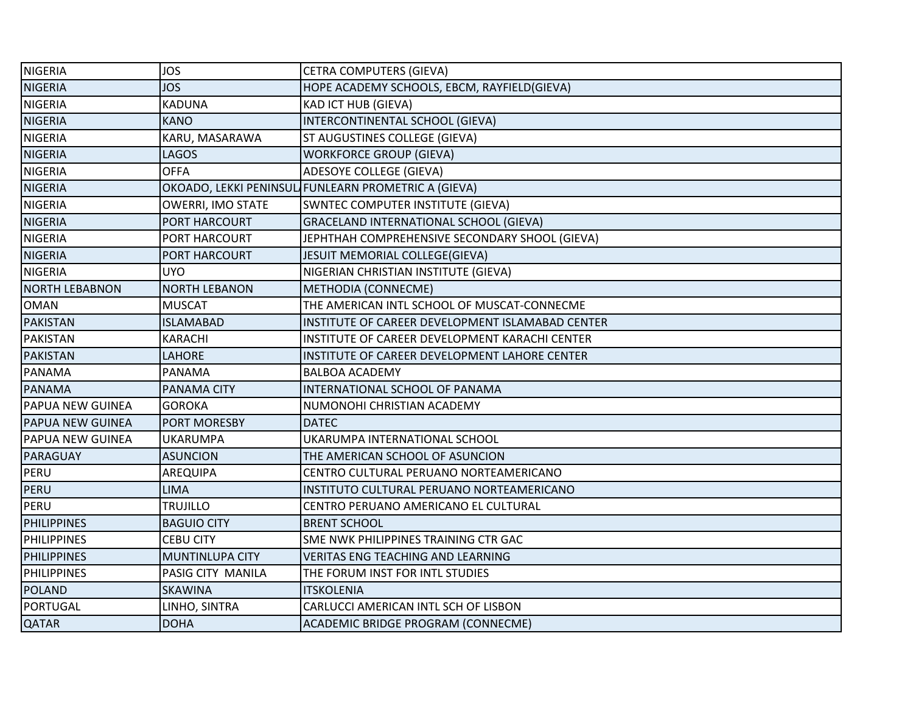| NIGERIA | JOS | CETRA COMPUTERS (GIEVA) |
|---|---|---|
| NIGERIA | JOS | HOPE ACADEMY SCHOOLS, EBCM, RAYFIELD(GIEVA) |
| NIGERIA | KADUNA | KAD ICT HUB (GIEVA) |
| NIGERIA | KANO | INTERCONTINENTAL SCHOOL (GIEVA) |
| NIGERIA | KARU, MASARAWA | ST AUGUSTINES COLLEGE (GIEVA) |
| NIGERIA | LAGOS | WORKFORCE GROUP (GIEVA) |
| NIGERIA | OFFA | ADESOYE COLLEGE (GIEVA) |
| NIGERIA | OKOADO, LEKKI PENINSULA | FUNLEARN PROMETRIC A (GIEVA) |
| NIGERIA | OWERRI, IMO STATE | SWNTEC COMPUTER INSTITUTE (GIEVA) |
| NIGERIA | PORT HARCOURT | GRACELAND INTERNATIONAL SCHOOL (GIEVA) |
| NIGERIA | PORT HARCOURT | JEPHTHAH COMPREHENSIVE SECONDARY SHOOL (GIEVA) |
| NIGERIA | PORT HARCOURT | JESUIT MEMORIAL COLLEGE(GIEVA) |
| NIGERIA | UYO | NIGERIAN CHRISTIAN INSTITUTE (GIEVA) |
| NORTH LEBABNON | NORTH LEBANON | METHODIA (CONNECME) |
| OMAN | MUSCAT | THE AMERICAN INTL SCHOOL OF MUSCAT-CONNECME |
| PAKISTAN | ISLAMABAD | INSTITUTE OF CAREER DEVELOPMENT ISLAMABAD CENTER |
| PAKISTAN | KARACHI | INSTITUTE OF CAREER DEVELOPMENT KARACHI CENTER |
| PAKISTAN | LAHORE | INSTITUTE OF CAREER DEVELOPMENT LAHORE CENTER |
| PANAMA | PANAMA | BALBOA ACADEMY |
| PANAMA | PANAMA CITY | INTERNATIONAL SCHOOL OF PANAMA |
| PAPUA NEW GUINEA | GOROKA | NUMONOHI CHRISTIAN ACADEMY |
| PAPUA NEW GUINEA | PORT MORESBY | DATEC |
| PAPUA NEW GUINEA | UKARUMPA | UKARUMPA INTERNATIONAL SCHOOL |
| PARAGUAY | ASUNCION | THE AMERICAN SCHOOL OF ASUNCION |
| PERU | AREQUIPA | CENTRO CULTURAL PERUANO NORTEAMERICANO |
| PERU | LIMA | INSTITUTO CULTURAL PERUANO NORTEAMERICANO |
| PERU | TRUJILLO | CENTRO PERUANO AMERICANO EL CULTURAL |
| PHILIPPINES | BAGUIO CITY | BRENT SCHOOL |
| PHILIPPINES | CEBU CITY | SME NWK PHILIPPINES TRAINING CTR GAC |
| PHILIPPINES | MUNTINLUPA CITY | VERITAS ENG TEACHING AND LEARNING |
| PHILIPPINES | PASIG CITY MANILA | THE FORUM INST FOR INTL STUDIES |
| POLAND | SKAWINA | ITSKOLENIA |
| PORTUGAL | LINHO, SINTRA | CARLUCCI AMERICAN INTL SCH OF LISBON |
| QATAR | DOHA | ACADEMIC BRIDGE PROGRAM (CONNECME) |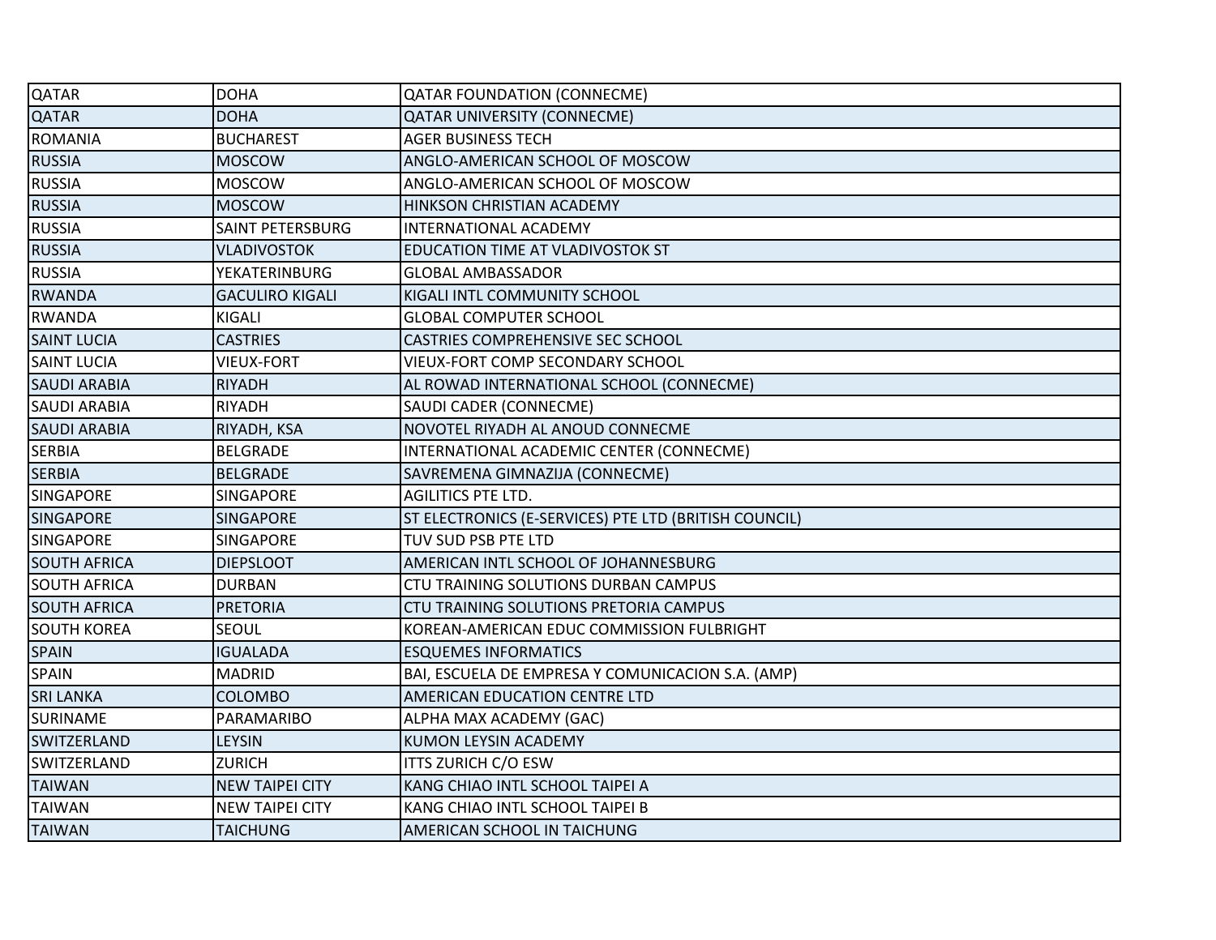| QATAR | DOHA | QATAR FOUNDATION (CONNECME) |
|---|---|---|
| QATAR | DOHA | QATAR UNIVERSITY (CONNECME) |
| ROMANIA | BUCHAREST | AGER BUSINESS TECH |
| RUSSIA | MOSCOW | ANGLO-AMERICAN SCHOOL OF MOSCOW |
| RUSSIA | MOSCOW | ANGLO-AMERICAN SCHOOL OF MOSCOW |
| RUSSIA | MOSCOW | HINKSON CHRISTIAN ACADEMY |
| RUSSIA | SAINT PETERSBURG | INTERNATIONAL ACADEMY |
| RUSSIA | VLADIVOSTOK | EDUCATION TIME AT VLADIVOSTOK ST |
| RUSSIA | YEKATERINBURG | GLOBAL AMBASSADOR |
| RWANDA | GACULIRO KIGALI | KIGALI INTL COMMUNITY SCHOOL |
| RWANDA | KIGALI | GLOBAL COMPUTER SCHOOL |
| SAINT LUCIA | CASTRIES | CASTRIES COMPREHENSIVE SEC SCHOOL |
| SAINT LUCIA | VIEUX-FORT | VIEUX-FORT COMP SECONDARY SCHOOL |
| SAUDI ARABIA | RIYADH | AL ROWAD INTERNATIONAL SCHOOL (CONNECME) |
| SAUDI ARABIA | RIYADH | SAUDI CADER (CONNECME) |
| SAUDI ARABIA | RIYADH, KSA | NOVOTEL RIYADH AL ANOUD CONNECME |
| SERBIA | BELGRADE | INTERNATIONAL ACADEMIC CENTER (CONNECME) |
| SERBIA | BELGRADE | SAVREMENA GIMNAZIJA (CONNECME) |
| SINGAPORE | SINGAPORE | AGILITICS PTE LTD. |
| SINGAPORE | SINGAPORE | ST ELECTRONICS (E-SERVICES) PTE LTD (BRITISH COUNCIL) |
| SINGAPORE | SINGAPORE | TUV SUD PSB PTE LTD |
| SOUTH AFRICA | DIEPSLOOT | AMERICAN INTL SCHOOL OF JOHANNESBURG |
| SOUTH AFRICA | DURBAN | CTU TRAINING SOLUTIONS DURBAN CAMPUS |
| SOUTH AFRICA | PRETORIA | CTU TRAINING SOLUTIONS PRETORIA CAMPUS |
| SOUTH KOREA | SEOUL | KOREAN-AMERICAN EDUC COMMISSION FULBRIGHT |
| SPAIN | IGUALADA | ESQUEMES INFORMATICS |
| SPAIN | MADRID | BAI, ESCUELA DE EMPRESA Y COMUNICACION S.A. (AMP) |
| SRI LANKA | COLOMBO | AMERICAN EDUCATION CENTRE LTD |
| SURINAME | PARAMARIBO | ALPHA MAX ACADEMY (GAC) |
| SWITZERLAND | LEYSIN | KUMON LEYSIN ACADEMY |
| SWITZERLAND | ZURICH | ITTS ZURICH C/O ESW |
| TAIWAN | NEW TAIPEI CITY | KANG CHIAO INTL SCHOOL TAIPEI A |
| TAIWAN | NEW TAIPEI CITY | KANG CHIAO INTL SCHOOL TAIPEI B |
| TAIWAN | TAICHUNG | AMERICAN SCHOOL IN TAICHUNG |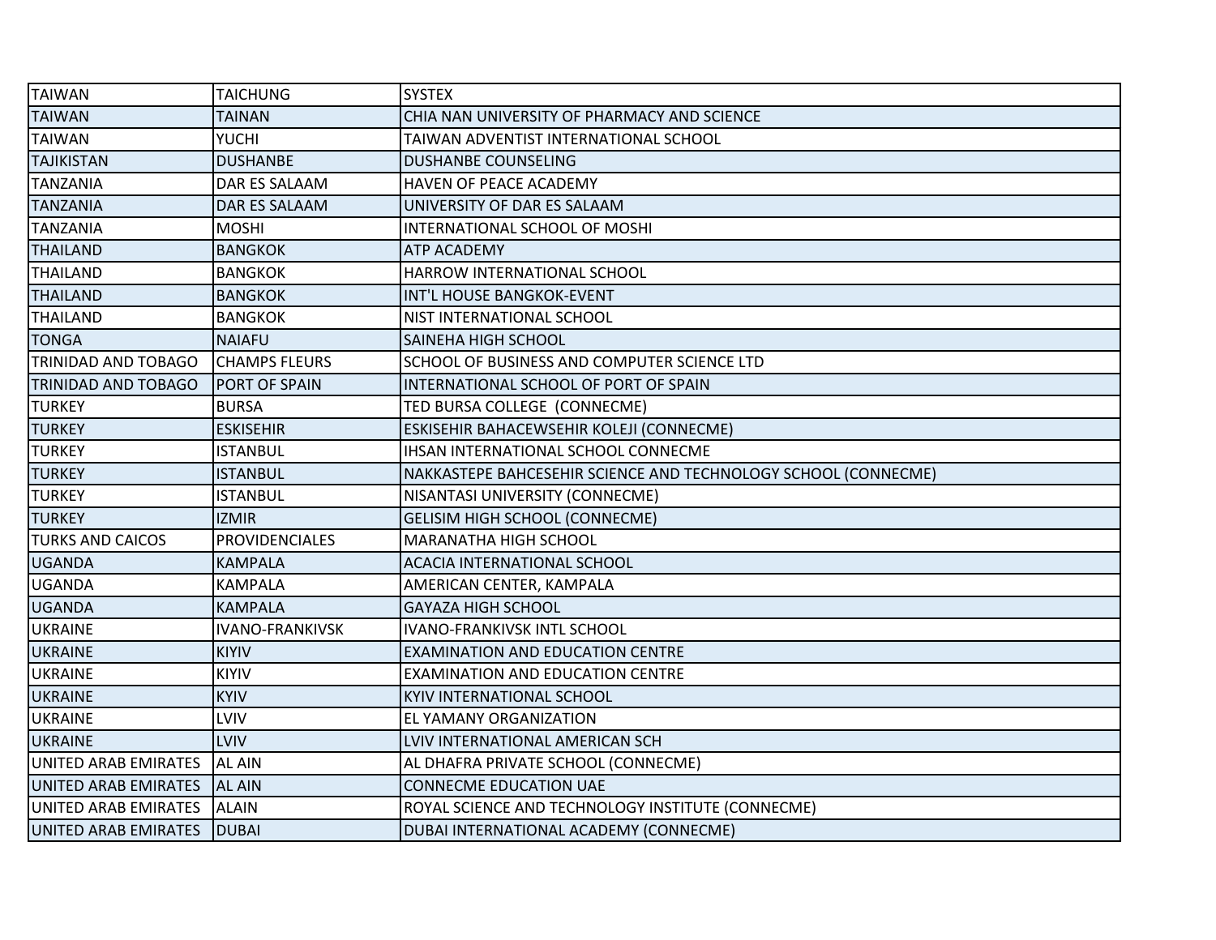| | | |
|---|---|---|
| TAIWAN | TAICHUNG | SYSTEX |
| TAIWAN | TAINAN | CHIA NAN UNIVERSITY OF PHARMACY AND SCIENCE |
| TAIWAN | YUCHI | TAIWAN ADVENTIST INTERNATIONAL SCHOOL |
| TAJIKISTAN | DUSHANBE | DUSHANBE COUNSELING |
| TANZANIA | DAR ES SALAAM | HAVEN OF PEACE ACADEMY |
| TANZANIA | DAR ES SALAAM | UNIVERSITY OF DAR ES SALAAM |
| TANZANIA | MOSHI | INTERNATIONAL SCHOOL OF MOSHI |
| THAILAND | BANGKOK | ATP ACADEMY |
| THAILAND | BANGKOK | HARROW INTERNATIONAL SCHOOL |
| THAILAND | BANGKOK | INT'L HOUSE BANGKOK-EVENT |
| THAILAND | BANGKOK | NIST INTERNATIONAL SCHOOL |
| TONGA | NAIAFU | SAINEHA HIGH SCHOOL |
| TRINIDAD AND TOBAGO | CHAMPS FLEURS | SCHOOL OF BUSINESS AND COMPUTER SCIENCE LTD |
| TRINIDAD AND TOBAGO | PORT OF SPAIN | INTERNATIONAL SCHOOL OF PORT OF SPAIN |
| TURKEY | BURSA | TED BURSA COLLEGE (CONNECME) |
| TURKEY | ESKISEHIR | ESKISEHIR BAHACEWSEHIR KOLEJI (CONNECME) |
| TURKEY | ISTANBUL | IHSAN INTERNATIONAL SCHOOL CONNECME |
| TURKEY | ISTANBUL | NAKKASTEPE BAHCESEHIR SCIENCE AND TECHNOLOGY SCHOOL (CONNECME) |
| TURKEY | ISTANBUL | NISANTASI UNIVERSITY (CONNECME) |
| TURKEY | IZMIR | GELISIM HIGH SCHOOL (CONNECME) |
| TURKS AND CAICOS | PROVIDENCIALES | MARANATHA HIGH SCHOOL |
| UGANDA | KAMPALA | ACACIA INTERNATIONAL SCHOOL |
| UGANDA | KAMPALA | AMERICAN CENTER, KAMPALA |
| UGANDA | KAMPALA | GAYAZA HIGH SCHOOL |
| UKRAINE | IVANO-FRANKIVSK | IVANO-FRANKIVSK INTL SCHOOL |
| UKRAINE | KIYIV | EXAMINATION AND EDUCATION CENTRE |
| UKRAINE | KIYIV | EXAMINATION AND EDUCATION CENTRE |
| UKRAINE | KYIV | KYIV INTERNATIONAL SCHOOL |
| UKRAINE | LVIV | EL YAMANY ORGANIZATION |
| UKRAINE | LVIV | LVIV INTERNATIONAL AMERICAN SCH |
| UNITED ARAB EMIRATES | AL AIN | AL DHAFRA PRIVATE SCHOOL (CONNECME) |
| UNITED ARAB EMIRATES | AL AIN | CONNECME EDUCATION UAE |
| UNITED ARAB EMIRATES | ALAIN | ROYAL SCIENCE AND TECHNOLOGY INSTITUTE (CONNECME) |
| UNITED ARAB EMIRATES | DUBAI | DUBAI INTERNATIONAL ACADEMY (CONNECME) |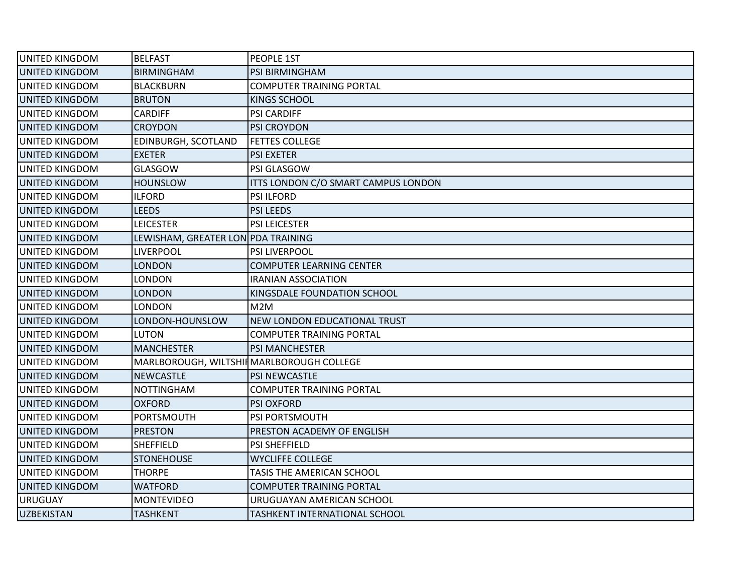| | | |
|---|---|---|
| UNITED KINGDOM | BELFAST | PEOPLE 1ST |
| UNITED KINGDOM | BIRMINGHAM | PSI BIRMINGHAM |
| UNITED KINGDOM | BLACKBURN | COMPUTER TRAINING PORTAL |
| UNITED KINGDOM | BRUTON | KINGS SCHOOL |
| UNITED KINGDOM | CARDIFF | PSI CARDIFF |
| UNITED KINGDOM | CROYDON | PSI CROYDON |
| UNITED KINGDOM | EDINBURGH, SCOTLAND | FETTES COLLEGE |
| UNITED KINGDOM | EXETER | PSI EXETER |
| UNITED KINGDOM | GLASGOW | PSI GLASGOW |
| UNITED KINGDOM | HOUNSLOW | ITTS LONDON C/O SMART CAMPUS LONDON |
| UNITED KINGDOM | ILFORD | PSI ILFORD |
| UNITED KINGDOM | LEEDS | PSI LEEDS |
| UNITED KINGDOM | LEICESTER | PSI LEICESTER |
| UNITED KINGDOM | LEWISHAM, GREATER LON | PDA TRAINING |
| UNITED KINGDOM | LIVERPOOL | PSI LIVERPOOL |
| UNITED KINGDOM | LONDON | COMPUTER LEARNING CENTER |
| UNITED KINGDOM | LONDON | IRANIAN ASSOCIATION |
| UNITED KINGDOM | LONDON | KINGSDALE FOUNDATION SCHOOL |
| UNITED KINGDOM | LONDON | M2M |
| UNITED KINGDOM | LONDON-HOUNSLOW | NEW LONDON EDUCATIONAL TRUST |
| UNITED KINGDOM | LUTON | COMPUTER TRAINING PORTAL |
| UNITED KINGDOM | MANCHESTER | PSI MANCHESTER |
| UNITED KINGDOM | MARLBOROUGH, WILTSHIF | MARLBOROUGH COLLEGE |
| UNITED KINGDOM | NEWCASTLE | PSI NEWCASTLE |
| UNITED KINGDOM | NOTTINGHAM | COMPUTER TRAINING PORTAL |
| UNITED KINGDOM | OXFORD | PSI OXFORD |
| UNITED KINGDOM | PORTSMOUTH | PSI PORTSMOUTH |
| UNITED KINGDOM | PRESTON | PRESTON ACADEMY OF ENGLISH |
| UNITED KINGDOM | SHEFFIELD | PSI SHEFFIELD |
| UNITED KINGDOM | STONEHOUSE | WYCLIFFE COLLEGE |
| UNITED KINGDOM | THORPE | TASIS THE AMERICAN SCHOOL |
| UNITED KINGDOM | WATFORD | COMPUTER TRAINING PORTAL |
| URUGUAY | MONTEVIDEO | URUGUAYAN AMERICAN SCHOOL |
| UZBEKISTAN | TASHKENT | TASHKENT INTERNATIONAL SCHOOL |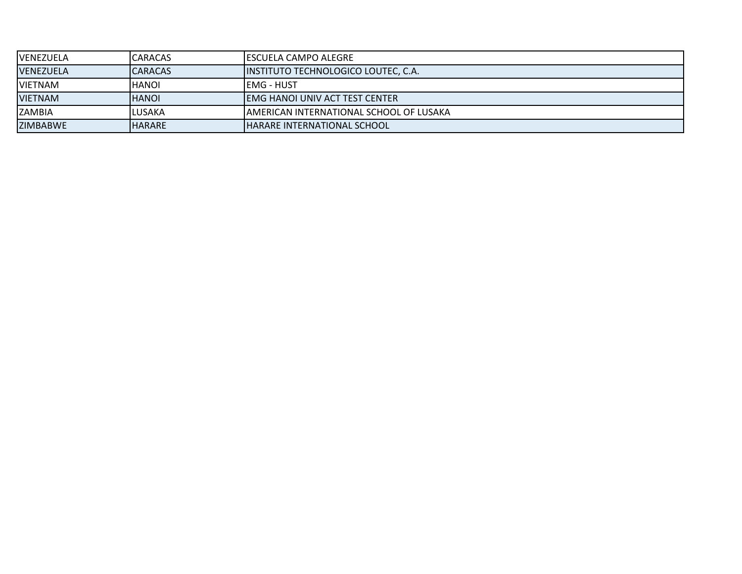| | | |
|---|---|---|
| VENEZUELA | CARACAS | ESCUELA CAMPO ALEGRE |
| VENEZUELA | CARACAS | INSTITUTO TECHNOLOGICO LOUTEC, C.A. |
| VIETNAM | HANOI | EMG - HUST |
| VIETNAM | HANOI | EMG HANOI UNIV ACT TEST CENTER |
| ZAMBIA | LUSAKA | AMERICAN INTERNATIONAL SCHOOL OF LUSAKA |
| ZIMBABWE | HARARE | HARARE INTERNATIONAL SCHOOL |